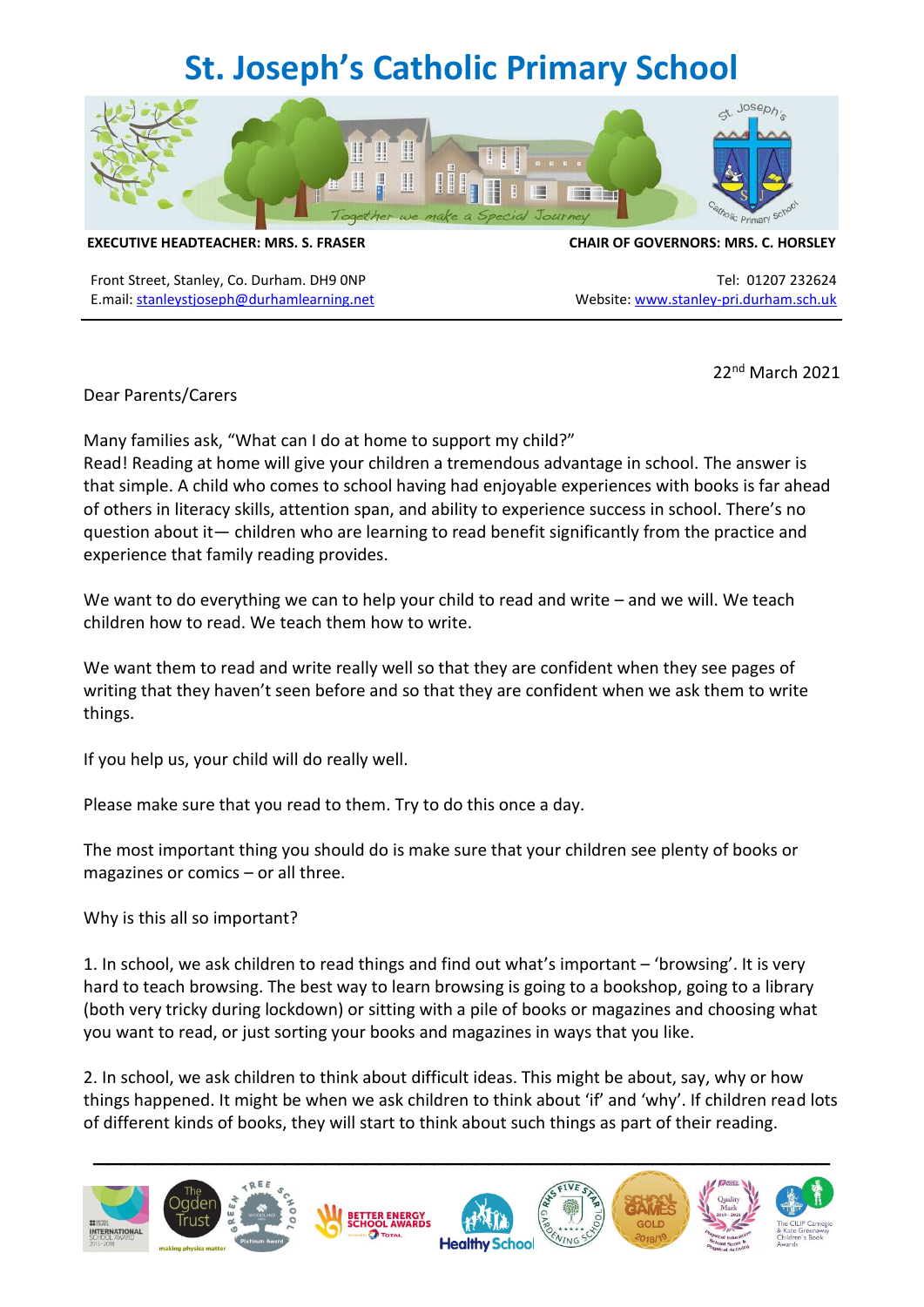# St. Joseph's Catholic Primary School

**EXECUTIVE HEADTEACHER: MRS. S. FRASER** | **CHAIR OF GOVERNORS: MRS. C. HORSLEY**

Front Street, Stanley, Co. Durham. DH9 0NP
E.mail: stanleystjoseph@durhamlearning.net

Tel: 01207 232624
Website: www.stanley-pri.durham.sch.uk

---

22nd March 2021

Dear Parents/Carers

Many families ask, "What can I do at home to support my child?"
Read! Reading at home will give your children a tremendous advantage in school. The answer is that simple. A child who comes to school having had enjoyable experiences with books is far ahead of others in literacy skills, attention span, and ability to experience success in school. There's no question about it— children who are learning to read benefit significantly from the practice and experience that family reading provides.

We want to do everything we can to help your child to read and write – and we will. We teach children how to read. We teach them how to write.

We want them to read and write really well so that they are confident when they see pages of writing that they haven't seen before and so that they are confident when we ask them to write things.

If you help us, your child will do really well.

Please make sure that you read to them. Try to do this once a day.

The most important thing you should do is make sure that your children see plenty of books or magazines or comics – or all three.

Why is this all so important?

1. In school, we ask children to read things and find out what's important – 'browsing'. It is very hard to teach browsing. The best way to learn browsing is going to a bookshop, going to a library (both very tricky during lockdown) or sitting with a pile of books or magazines and choosing what you want to read, or just sorting your books and magazines in ways that you like.

2. In school, we ask children to think about difficult ideas. This might be about, say, why or how things happened. It might be when we ask children to think about 'if' and 'why'. If children read lots of different kinds of books, they will start to think about such things as part of their reading.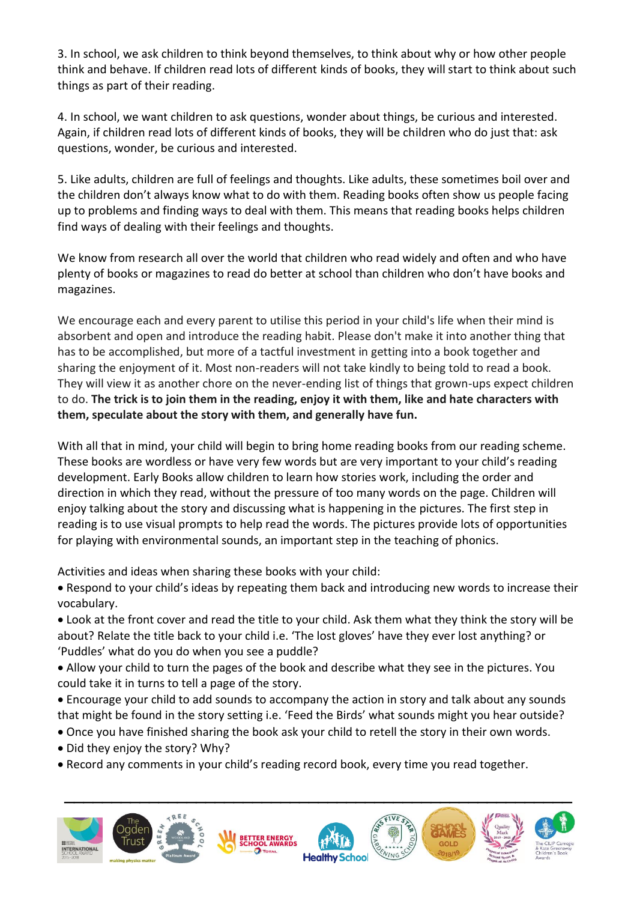3. In school, we ask children to think beyond themselves, to think about why or how other people think and behave. If children read lots of different kinds of books, they will start to think about such things as part of their reading.

4. In school, we want children to ask questions, wonder about things, be curious and interested. Again, if children read lots of different kinds of books, they will be children who do just that: ask questions, wonder, be curious and interested.

5. Like adults, children are full of feelings and thoughts. Like adults, these sometimes boil over and the children don't always know what to do with them. Reading books often show us people facing up to problems and finding ways to deal with them. This means that reading books helps children find ways of dealing with their feelings and thoughts.

We know from research all over the world that children who read widely and often and who have plenty of books or magazines to read do better at school than children who don't have books and magazines.

We encourage each and every parent to utilise this period in your child's life when their mind is absorbent and open and introduce the reading habit. Please don't make it into another thing that has to be accomplished, but more of a tactful investment in getting into a book together and sharing the enjoyment of it. Most non-readers will not take kindly to being told to read a book. They will view it as another chore on the never-ending list of things that grown-ups expect children to do. **The trick is to join them in the reading, enjoy it with them, like and hate characters with them, speculate about the story with them, and generally have fun.**

With all that in mind, your child will begin to bring home reading books from our reading scheme. These books are wordless or have very few words but are very important to your child's reading development. Early Books allow children to learn how stories work, including the order and direction in which they read, without the pressure of too many words on the page. Children will enjoy talking about the story and discussing what is happening in the pictures. The first step in reading is to use visual prompts to help read the words. The pictures provide lots of opportunities for playing with environmental sounds, an important step in the teaching of phonics.

Activities and ideas when sharing these books with your child:

- Respond to your child's ideas by repeating them back and introducing new words to increase their vocabulary.
- Look at the front cover and read the title to your child. Ask them what they think the story will be about? Relate the title back to your child i.e. 'The lost gloves' have they ever lost anything? or 'Puddles' what do you do when you see a puddle?
- Allow your child to turn the pages of the book and describe what they see in the pictures. You could take it in turns to tell a page of the story.
- Encourage your child to add sounds to accompany the action in story and talk about any sounds that might be found in the story setting i.e. 'Feed the Birds' what sounds might you hear outside?
- Once you have finished sharing the book ask your child to retell the story in their own words.
- Did they enjoy the story? Why?
- Record any comments in your child's reading record book, every time you read together.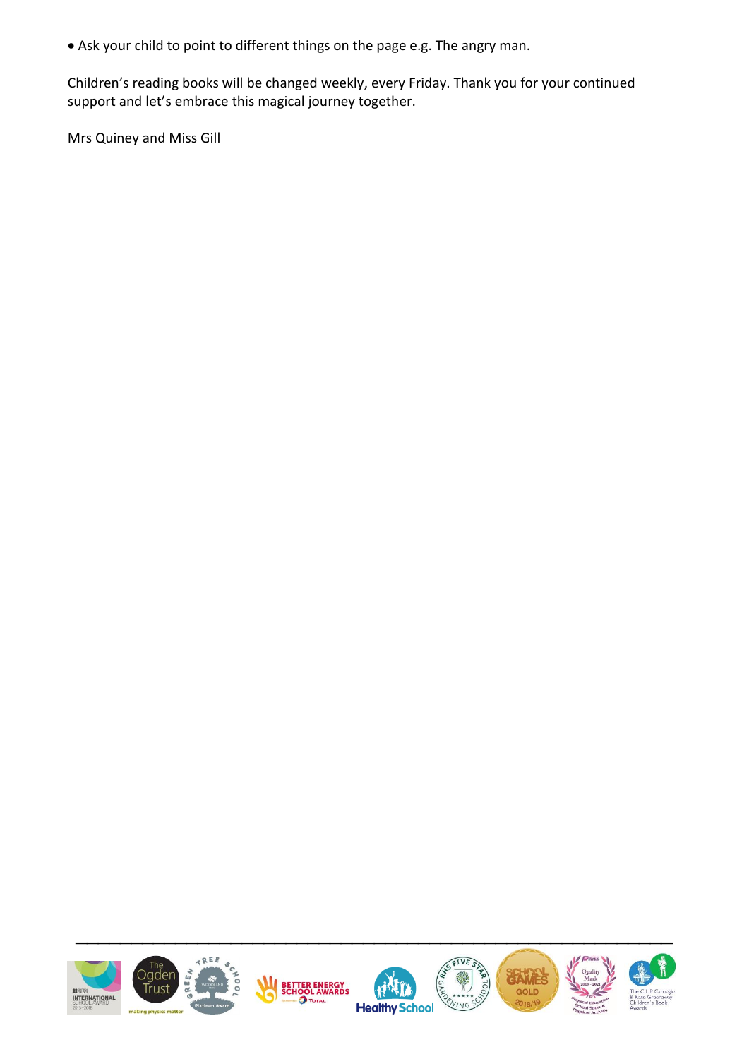- Ask your child to point to different things on the page e.g. The angry man.

Children's reading books will be changed weekly, every Friday. Thank you for your continued support and let's embrace this magical journey together.

Mrs Quiney and Miss Gill